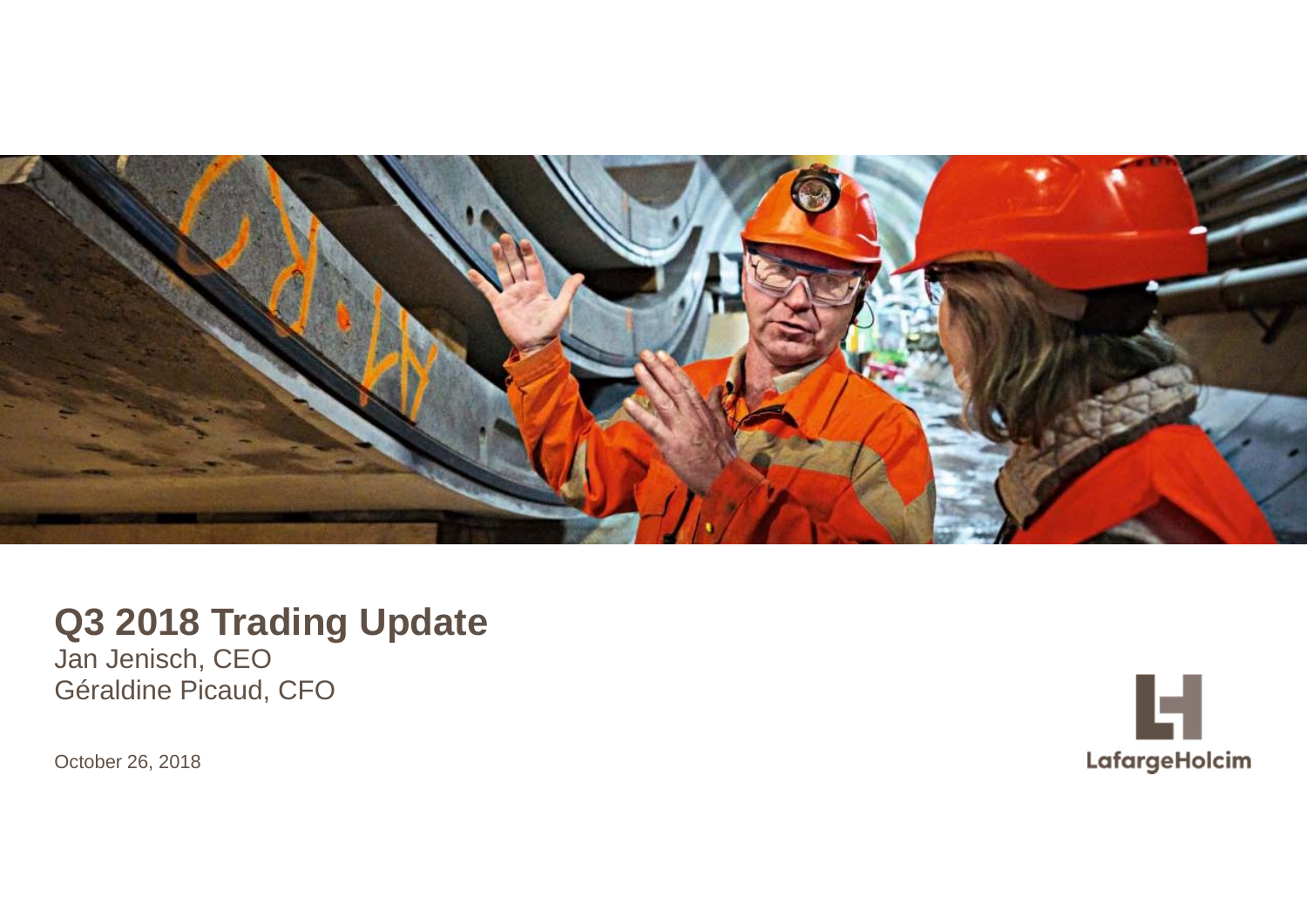# Q3 2018 Trading Update

Jan Jenisch, CEO

Géraldine Picaud, CFO

October 26, 2018

LafargeHolcim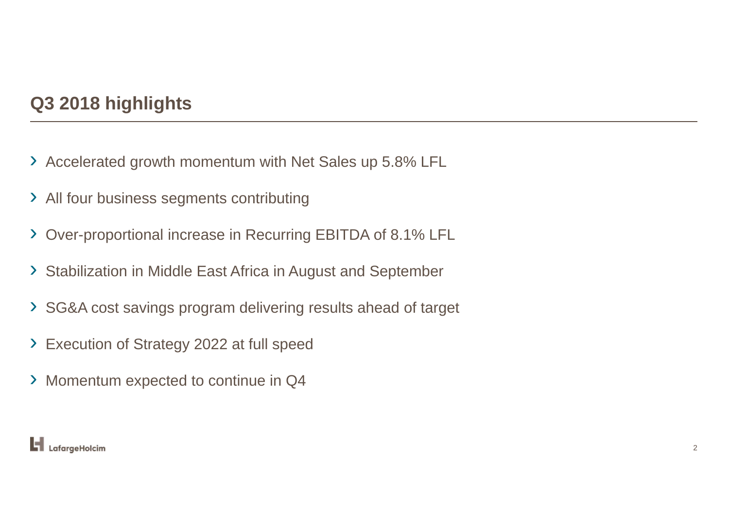## Q3 2018 highlights

- Accelerated growth momentum with Net Sales up 5.8% LFL
- All four business segments contributing
- Over-proportional increase in Recurring EBITDA of 8.1% LFL
- Stabilization in Middle East Africa in August and September
- SG&A cost savings program delivering results ahead of target
- Execution of Strategy 2022 at full speed
- Momentum expected to continue in Q4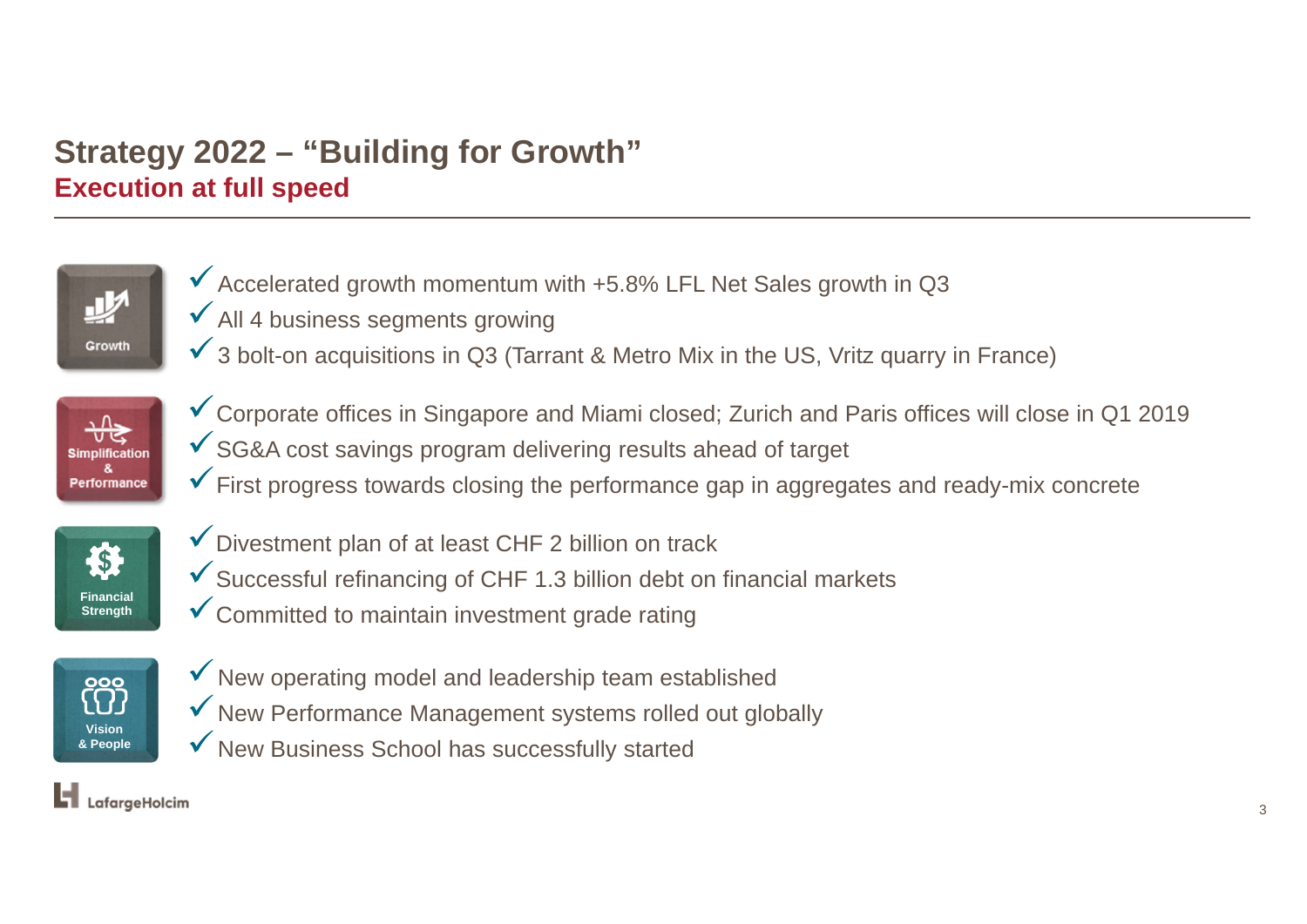# Strategy 2022 – "Building for Growth"

## Execution at full speed

**Growth**

- ✓ Accelerated growth momentum with +5.8% LFL Net Sales growth in Q3
- ✓ All 4 business segments growing
- ✓ 3 bolt-on acquisitions in Q3 (Tarrant & Metro Mix in the US, Vritz quarry in France)

**Simplification & Performance**

- ✓ Corporate offices in Singapore and Miami closed; Zurich and Paris offices will close in Q1 2019
- ✓ SG&A cost savings program delivering results ahead of target
- ✓ First progress towards closing the performance gap in aggregates and ready-mix concrete

**Financial Strength**

- ✓ Divestment plan of at least CHF 2 billion on track
- ✓ Successful refinancing of CHF 1.3 billion debt on financial markets
- ✓ Committed to maintain investment grade rating

**Vision & People**

- ✓ New operating model and leadership team established
- ✓ New Performance Management systems rolled out globally
- ✓ New Business School has successfully started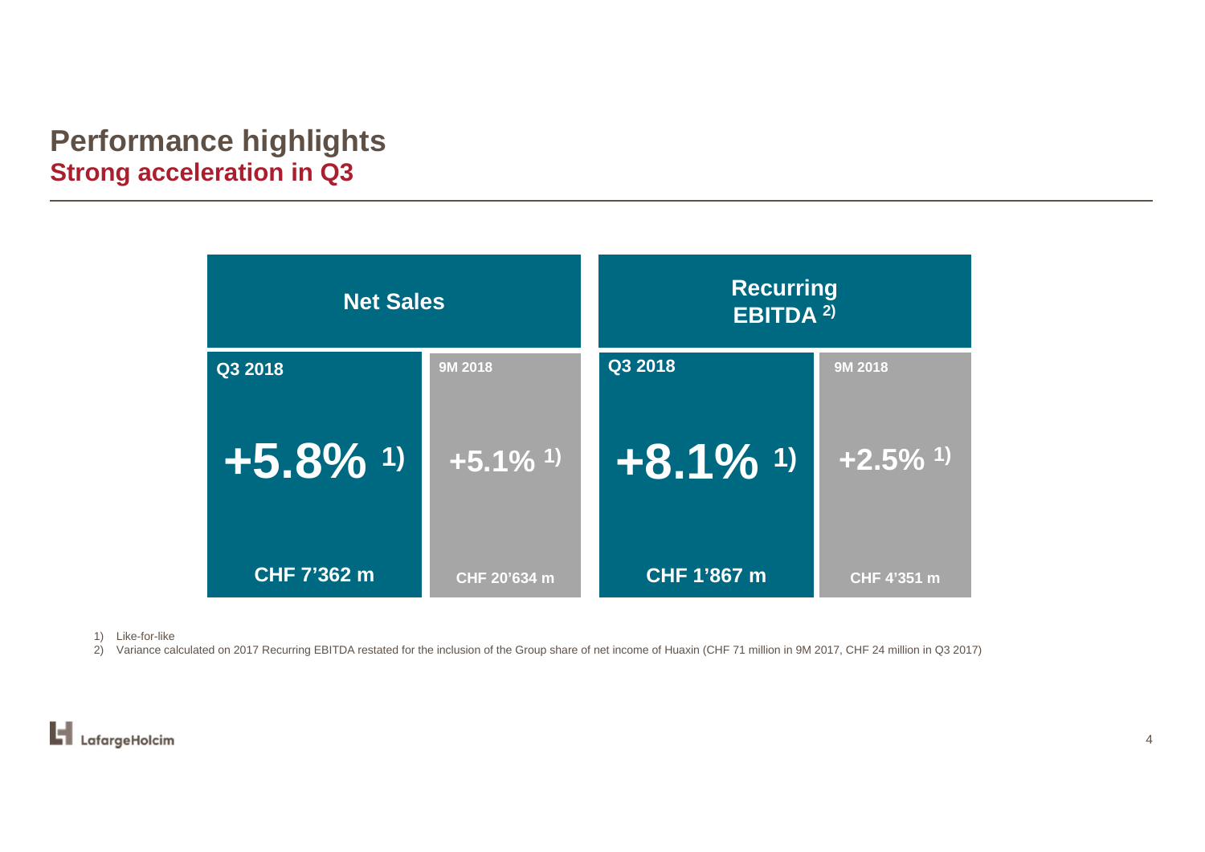# Performance highlights

## Strong acceleration in Q3

| Net Sales | | Recurring EBITDA [2] | |
|---|---|---|---|
| Q3 2018 | 9M 2018 | Q3 2018 | 9M 2018 |
| +5.8% [1] | +5.1% [1] | +8.1% [1] | +2.5% [1] |
| CHF 7’362 m | CHF 20’634 m | CHF 1’867 m | CHF 4’351 m |

1) Like-for-like
2) Variance calculated on 2017 Recurring EBITDA restated for the inclusion of the Group share of net income of Huaxin (CHF 71 million in 9M 2017, CHF 24 million in Q3 2017)

LafargeHolcim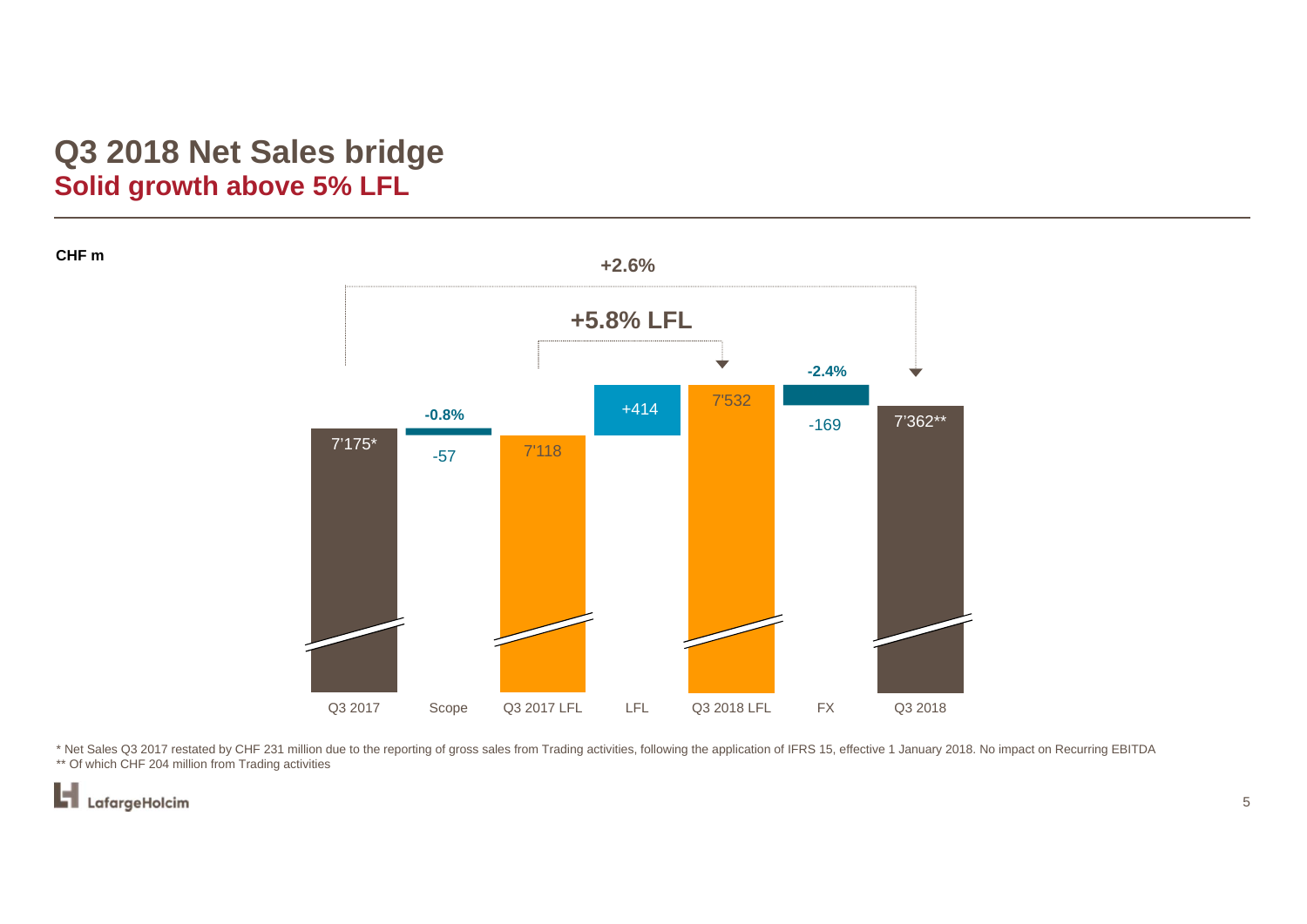# Q3 2018 Net Sales bridge

## Solid growth above 5% LFL

CHF m

+2.6%

+5.8% LFL

| | Q3 2017 | Scope | Q3 2017 LFL | LFL | Q3 2018 LFL | FX | Q3 2018 |
|---|---|---|---|---|---|---|---|
| CHF m | 7'175* | -57 | 7'118 | +414 | 7'532 | -169 | 7'362** |
| % | | -0.8% | | | | -2.4% | |

\* Net Sales Q3 2017 restated by CHF 231 million due to the reporting of gross sales from Trading activities, following the application of IFRS 15, effective 1 January 2018. No impact on Recurring EBITDA

** Of which CHF 204 million from Trading activities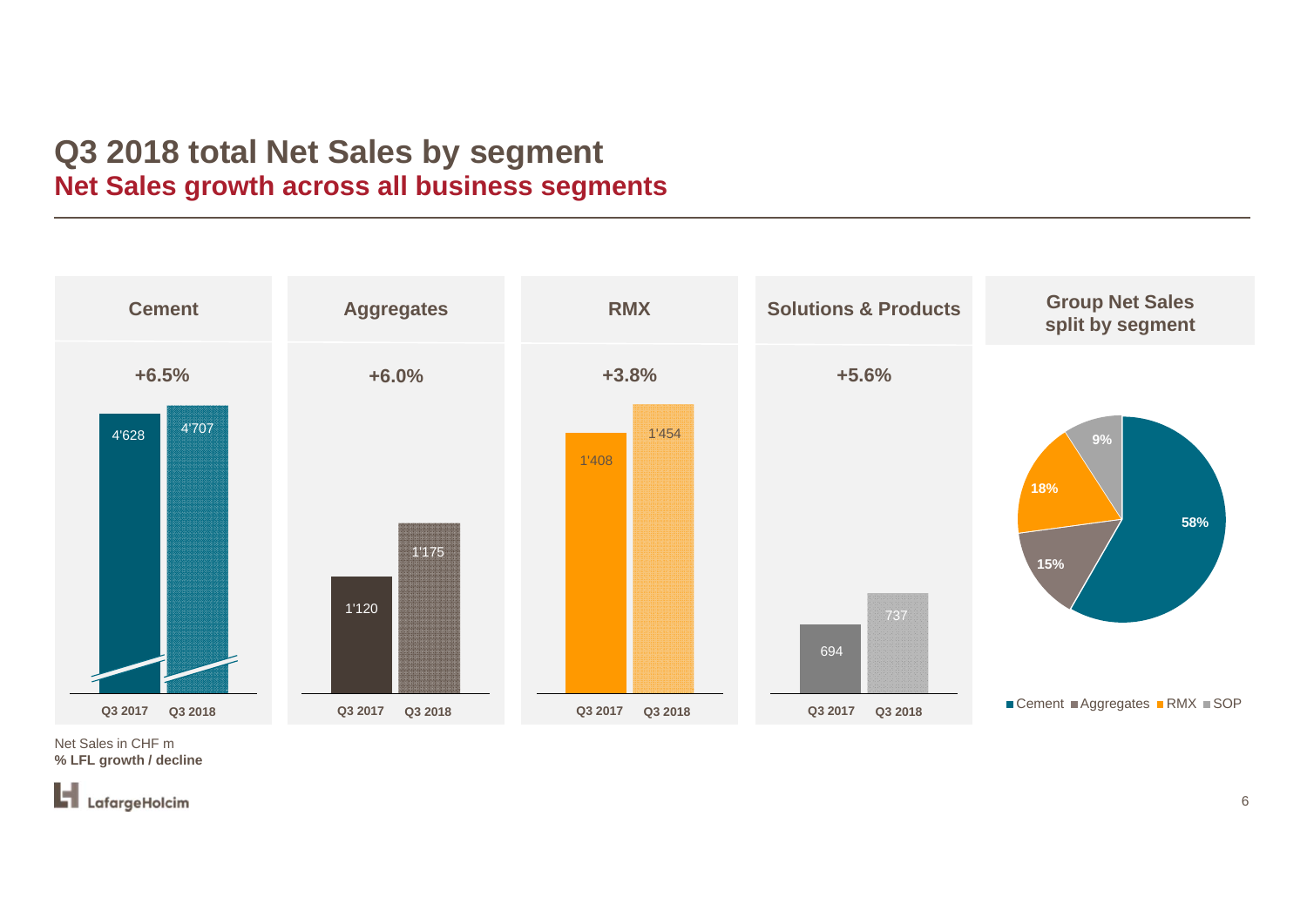# Q3 2018 total Net Sales by segment

## Net Sales growth across all business segments

| Segment | Q3 2017 | Q3 2018 | % LFL growth / decline |
|---|---|---|---|
| Cement | 4'628 | 4'707 | +6.5% |
| Aggregates | 1'120 | 1'175 | +6.0% |
| RMX | 1'408 | 1'454 | +3.8% |
| Solutions & Products | 694 | 737 | +5.6% |

**Group Net Sales split by segment**

| Segment | Share |
|---|---|
| Cement | 58% |
| Aggregates | 15% |
| RMX | 18% |
| SOP | 9% |

Net Sales in CHF m
**% LFL growth / decline**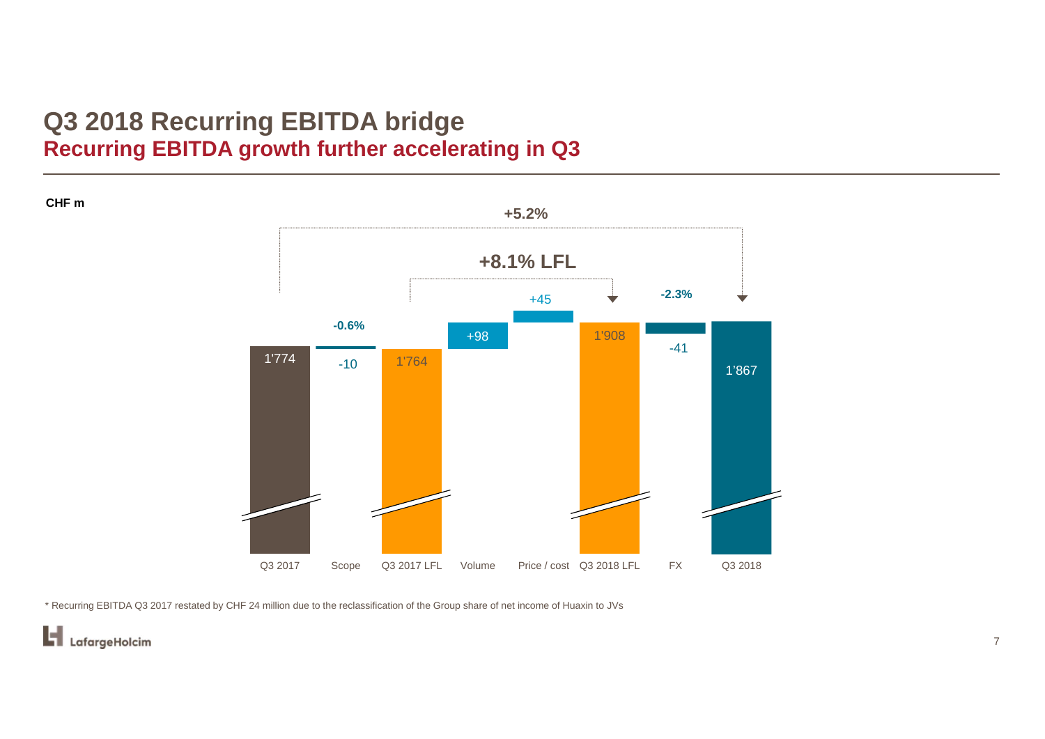# Q3 2018 Recurring EBITDA bridge

## Recurring EBITDA growth further accelerating in Q3

**CHF m**

| | Q3 2017 | Scope | Q3 2017 LFL | Volume | Price / cost | Q3 2018 LFL | FX | Q3 2018 |
|---|---|---|---|---|---|---|---|---|
| Value | 1'774 | -10 | 1'764 | +98 | +45 | 1'908 | -41 | 1'867 |
| Change | | -0.6% | | | | | -2.3% | |

**+8.1% LFL** (Q3 2017 LFL to Q3 2018 LFL)

**+5.2%** (Q3 2017 to Q3 2018)

\* Recurring EBITDA Q3 2017 restated by CHF 24 million due to the reclassification of the Group share of net income of Huaxin to JVs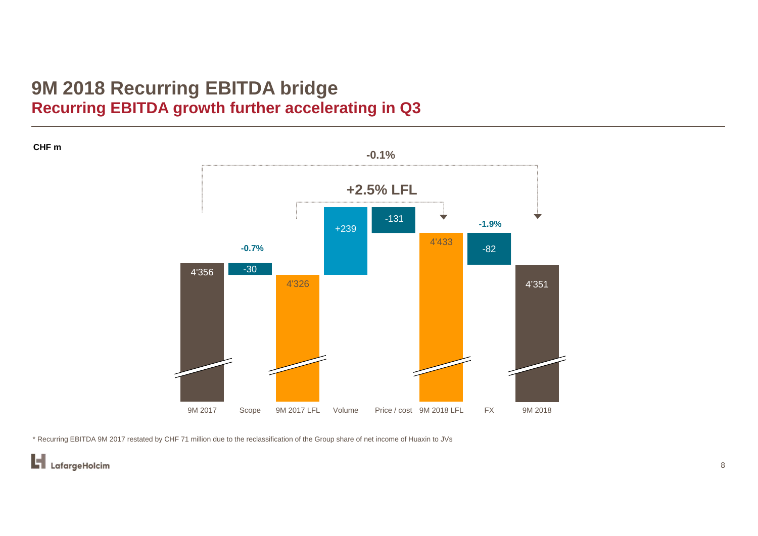# 9M 2018 Recurring EBITDA bridge

## Recurring EBITDA growth further accelerating in Q3

CHF m

| | 9M 2017 | Scope | 9M 2017 LFL | Volume | Price / cost | 9M 2018 LFL | FX | 9M 2018 |
|---|---|---|---|---|---|---|---|---|
| Value | 4'356 | -30 | 4'326 | +239 | -131 | 4'433 | -82 | 4'351 |
| Change | | -0.7% | | | | | -1.9% | |

+2.5% LFL (9M 2017 LFL to 9M 2018 LFL)

-0.1% (9M 2017 to 9M 2018)

* Recurring EBITDA 9M 2017 restated by CHF 71 million due to the reclassification of the Group share of net income of Huaxin to JVs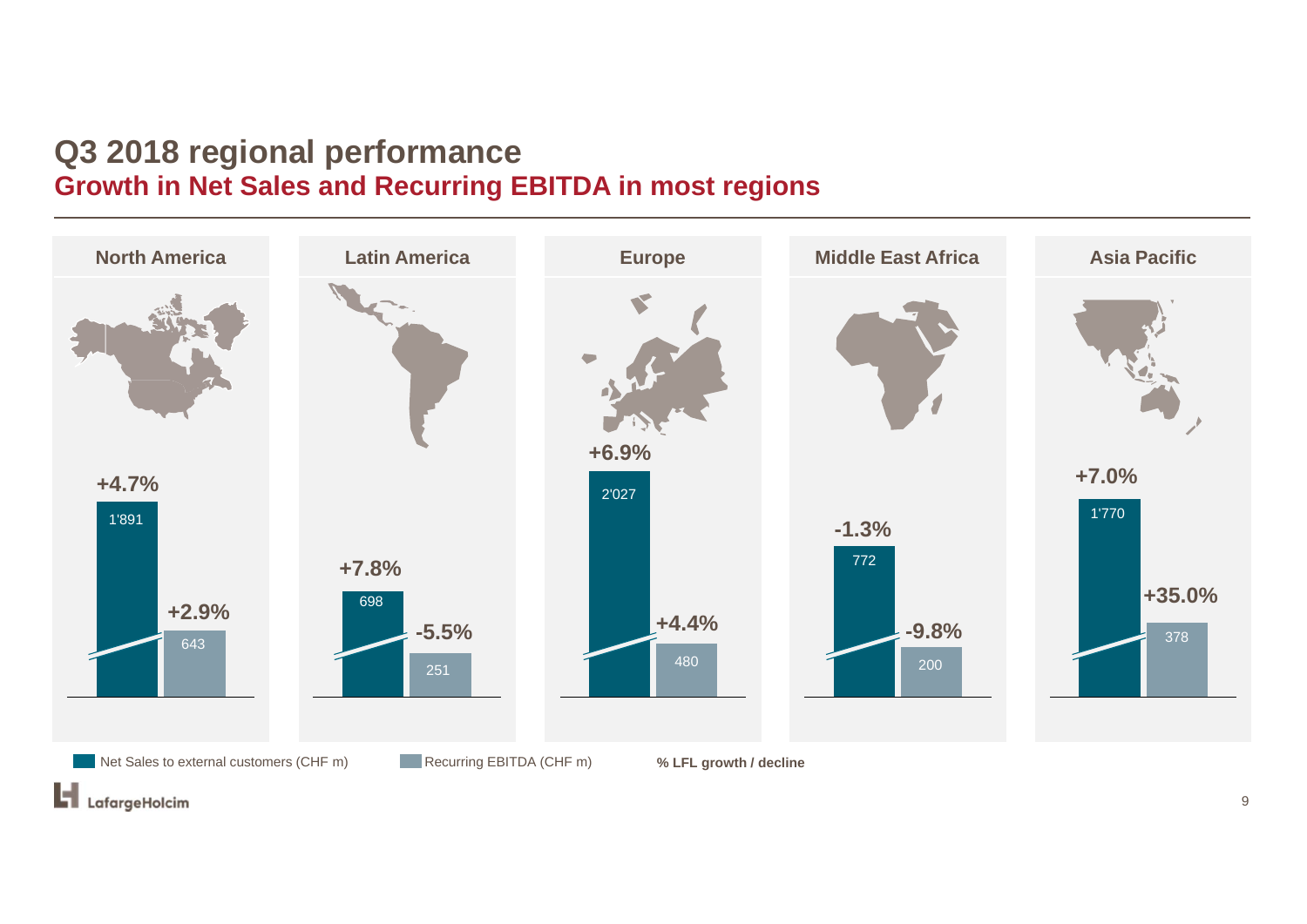# Q3 2018 regional performance

## Growth in Net Sales and Recurring EBITDA in most regions

| Region | Net Sales to external customers (CHF m) | % LFL growth / decline | Recurring EBITDA (CHF m) | % LFL growth / decline |
|---|---|---|---|---|
| North America | 1'891 | +4.7% | 643 | +2.9% |
| Latin America | 698 | +7.8% | 251 | -5.5% |
| Europe | 2'027 | +6.9% | 480 | +4.4% |
| Middle East Africa | 772 | -1.3% | 200 | -9.8% |
| Asia Pacific | 1'770 | +7.0% | 378 | +35.0% |

Net Sales to external customers (CHF m) | Recurring EBITDA (CHF m) | **% LFL growth / decline**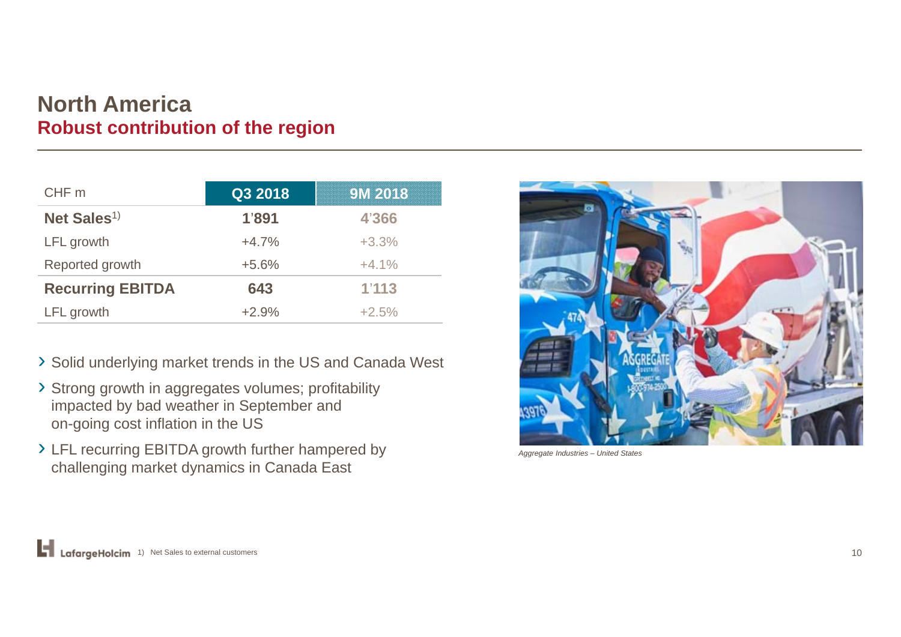# North America

## Robust contribution of the region

| CHF m | Q3 2018 | 9M 2018 |
|---|---|---|
| **Net Sales**[1)] | **1'891** | **4'366** |
| LFL growth | +4.7% | +3.3% |
| Reported growth | +5.6% | +4.1% |
| **Recurring EBITDA** | **643** | **1'113** |
| LFL growth | +2.9% | +2.5% |

- Solid underlying market trends in the US and Canada West
- Strong growth in aggregates volumes; profitability impacted by bad weather in September and on-going cost inflation in the US
- LFL recurring EBITDA growth further hampered by challenging market dynamics in Canada East

*Aggregate Industries – United States*

1) Net Sales to external customers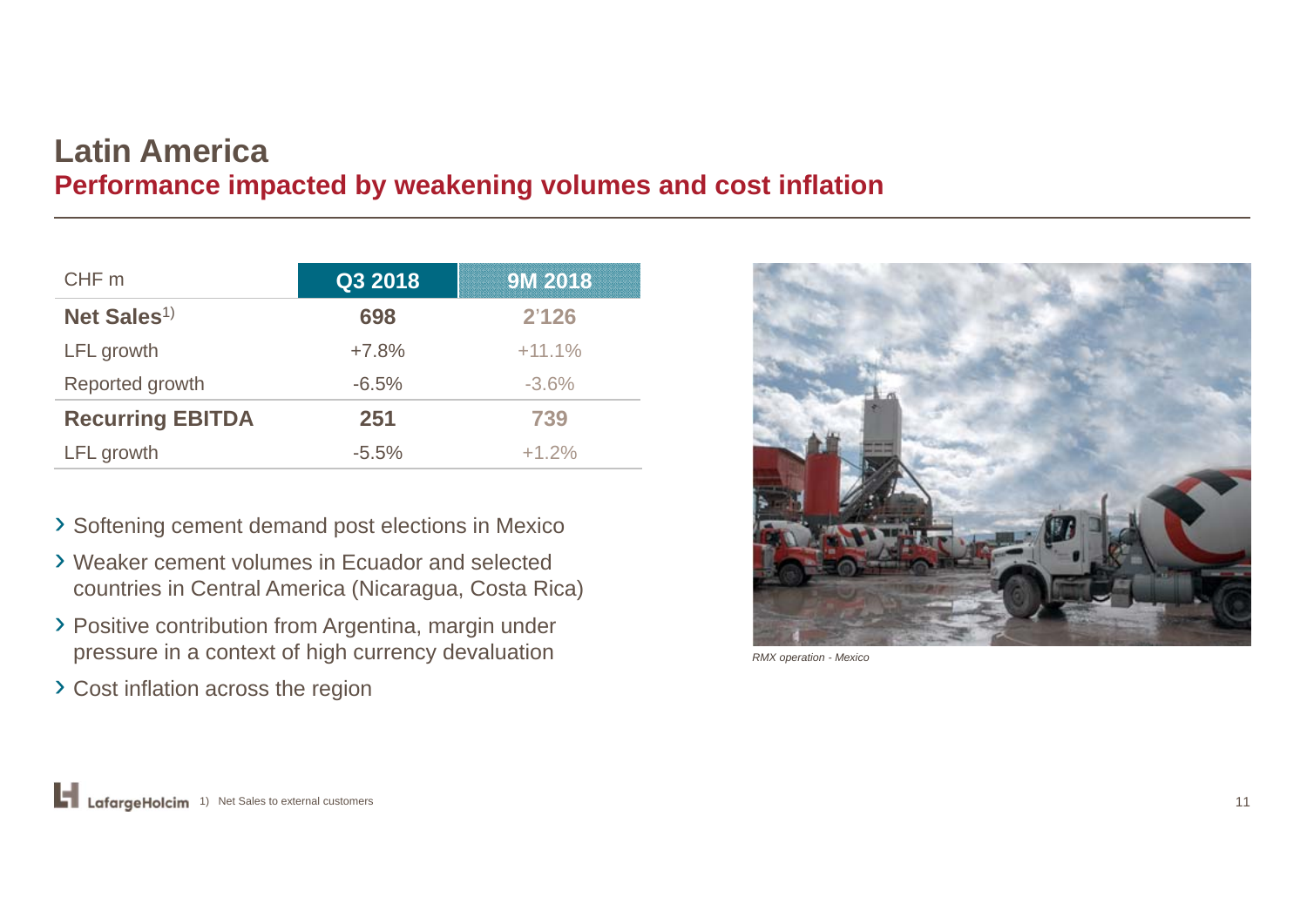# Latin America

## Performance impacted by weakening volumes and cost inflation

| CHF m | Q3 2018 | 9M 2018 |
|---|---|---|
| **Net Sales**[1)] | **698** | **2'126** |
| LFL growth | +7.8% | +11.1% |
| Reported growth | -6.5% | -3.6% |
| **Recurring EBITDA** | **251** | **739** |
| LFL growth | -5.5% | +1.2% |

- Softening cement demand post elections in Mexico
- Weaker cement volumes in Ecuador and selected countries in Central America (Nicaragua, Costa Rica)
- Positive contribution from Argentina, margin under pressure in a context of high currency devaluation
- Cost inflation across the region

*RMX operation - Mexico*

1) Net Sales to external customers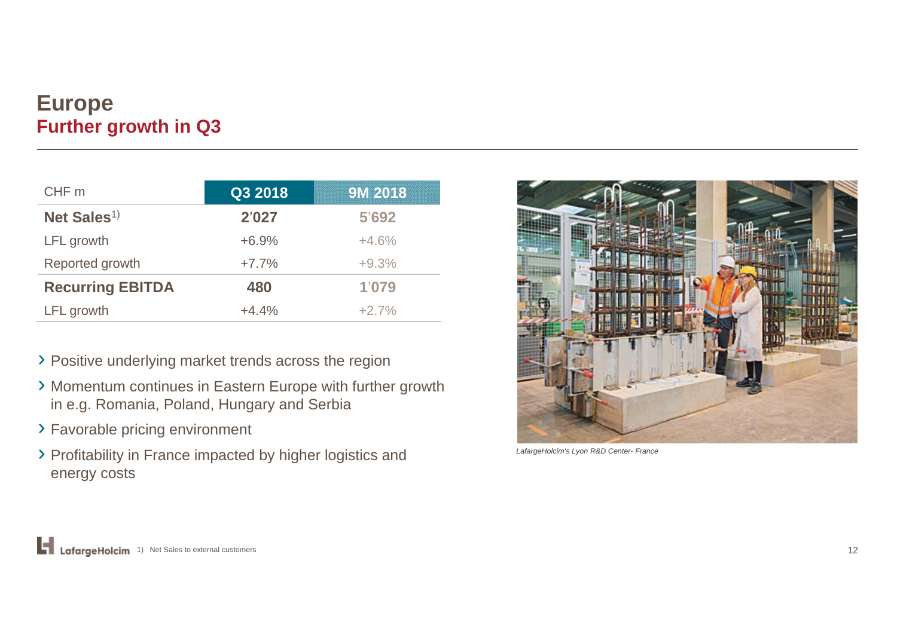# Europe
## Further growth in Q3

| CHF m | Q3 2018 | 9M 2018 |
|---|---|---|
| **Net Sales**[1] | **2'027** | **5'692** |
| LFL growth | +6.9% | +4.6% |
| Reported growth | +7.7% | +9.3% |
| **Recurring EBITDA** | **480** | **1'079** |
| LFL growth | +4.4% | +2.7% |

- Positive underlying market trends across the region
- Momentum continues in Eastern Europe with further growth in e.g. Romania, Poland, Hungary and Serbia
- Favorable pricing environment
- Profitability in France impacted by higher logistics and energy costs

*LafargeHolcim's Lyon R&D Center- France*

1) Net Sales to external customers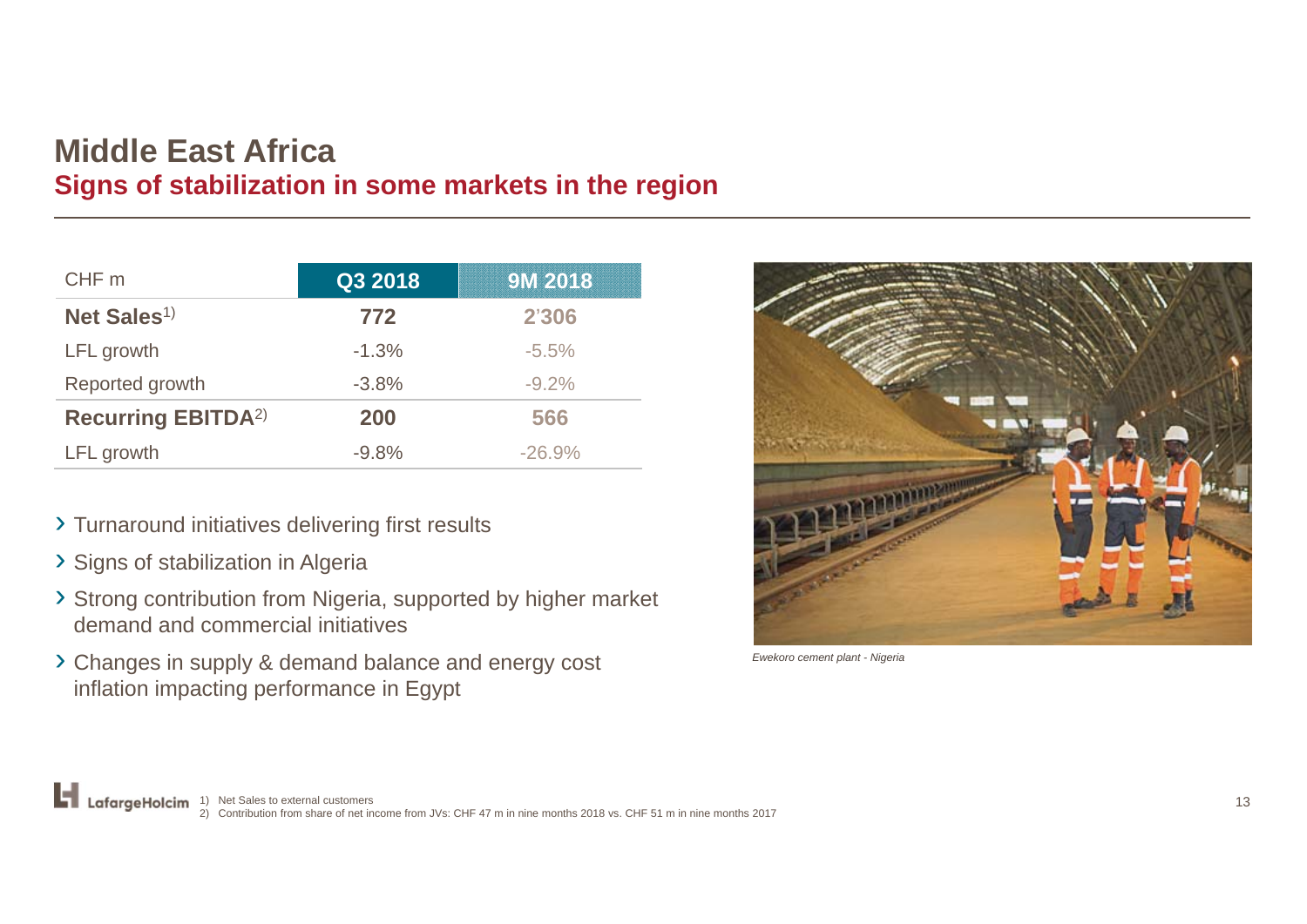# Middle East Africa

## Signs of stabilization in some markets in the region

| CHF m | Q3 2018 | 9M 2018 |
|---|---|---|
| **Net Sales**[1] | **772** | **2'306** |
| LFL growth | -1.3% | -5.5% |
| Reported growth | -3.8% | -9.2% |
| **Recurring EBITDA**[2] | **200** | **566** |
| LFL growth | -9.8% | -26.9% |

- Turnaround initiatives delivering first results
- Signs of stabilization in Algeria
- Strong contribution from Nigeria, supported by higher market demand and commercial initiatives
- Changes in supply & demand balance and energy cost inflation impacting performance in Egypt

*Ewekoro cement plant - Nigeria*

1) Net Sales to external customers
2) Contribution from share of net income from JVs: CHF 47 m in nine months 2018 vs. CHF 51 m in nine months 2017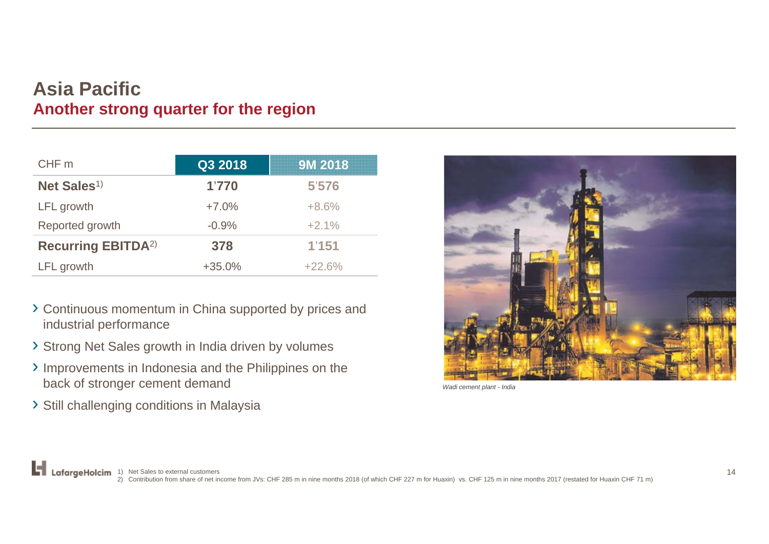# Asia Pacific

## Another strong quarter for the region

| CHF m | Q3 2018 | 9M 2018 |
|---|---|---|
| **Net Sales**[1)] | **1'770** | **5'576** |
| LFL growth | +7.0% | +8.6% |
| Reported growth | -0.9% | +2.1% |
| **Recurring EBITDA**[2)] | **378** | **1'151** |
| LFL growth | +35.0% | +22.6% |

- Continuous momentum in China supported by prices and industrial performance
- Strong Net Sales growth in India driven by volumes
- Improvements in Indonesia and the Philippines on the back of stronger cement demand
- Still challenging conditions in Malaysia

*Wadi cement plant - India*

1) Net Sales to external customers
2) Contribution from share of net income from JVs: CHF 285 m in nine months 2018 (of which CHF 227 m for Huaxin) vs. CHF 125 m in nine months 2017 (restated for Huaxin CHF 71 m)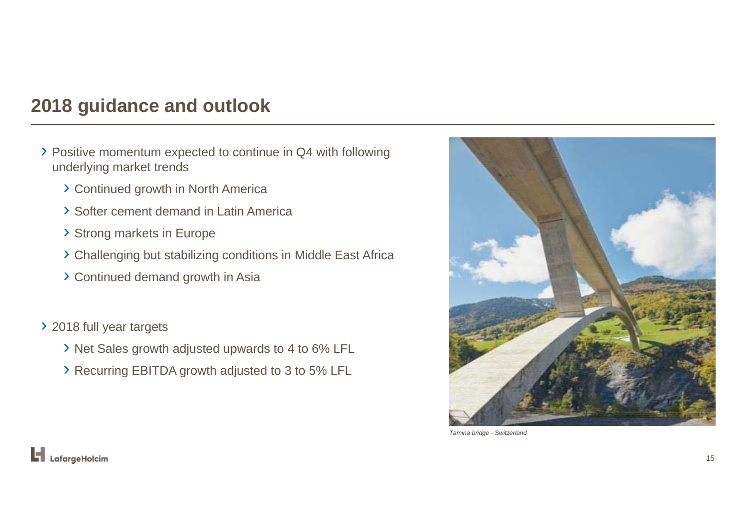# 2018 guidance and outlook

- Positive momentum expected to continue in Q4 with following underlying market trends
  - Continued growth in North America
  - Softer cement demand in Latin America
  - Strong markets in Europe
  - Challenging but stabilizing conditions in Middle East Africa
  - Continued demand growth in Asia

- 2018 full year targets
  - Net Sales growth adjusted upwards to 4 to 6% LFL
  - Recurring EBITDA growth adjusted to 3 to 5% LFL

*Tamina bridge - Switzerland*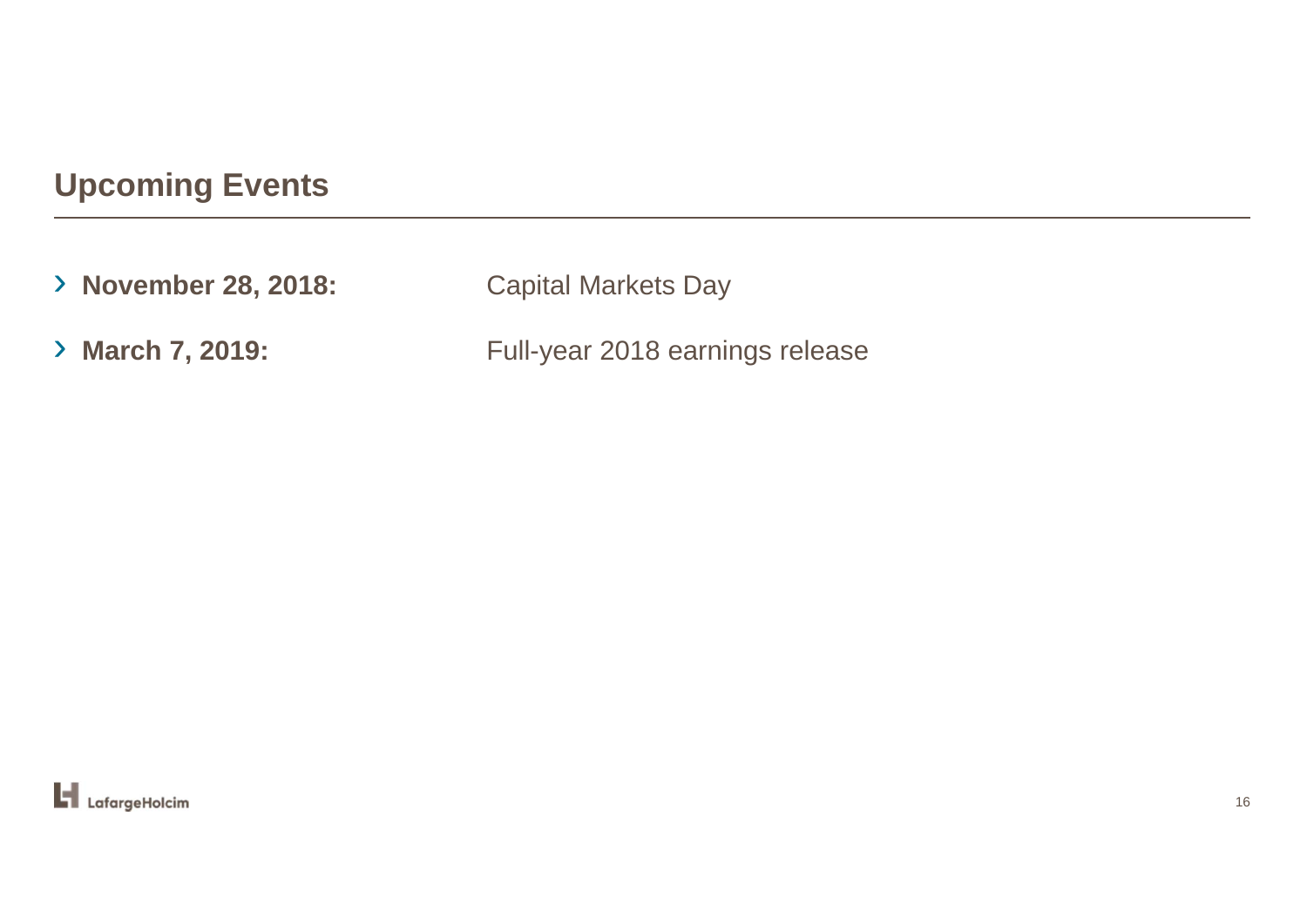## Upcoming Events

- **November 28, 2018:** Capital Markets Day
- **March 7, 2019:** Full-year 2018 earnings release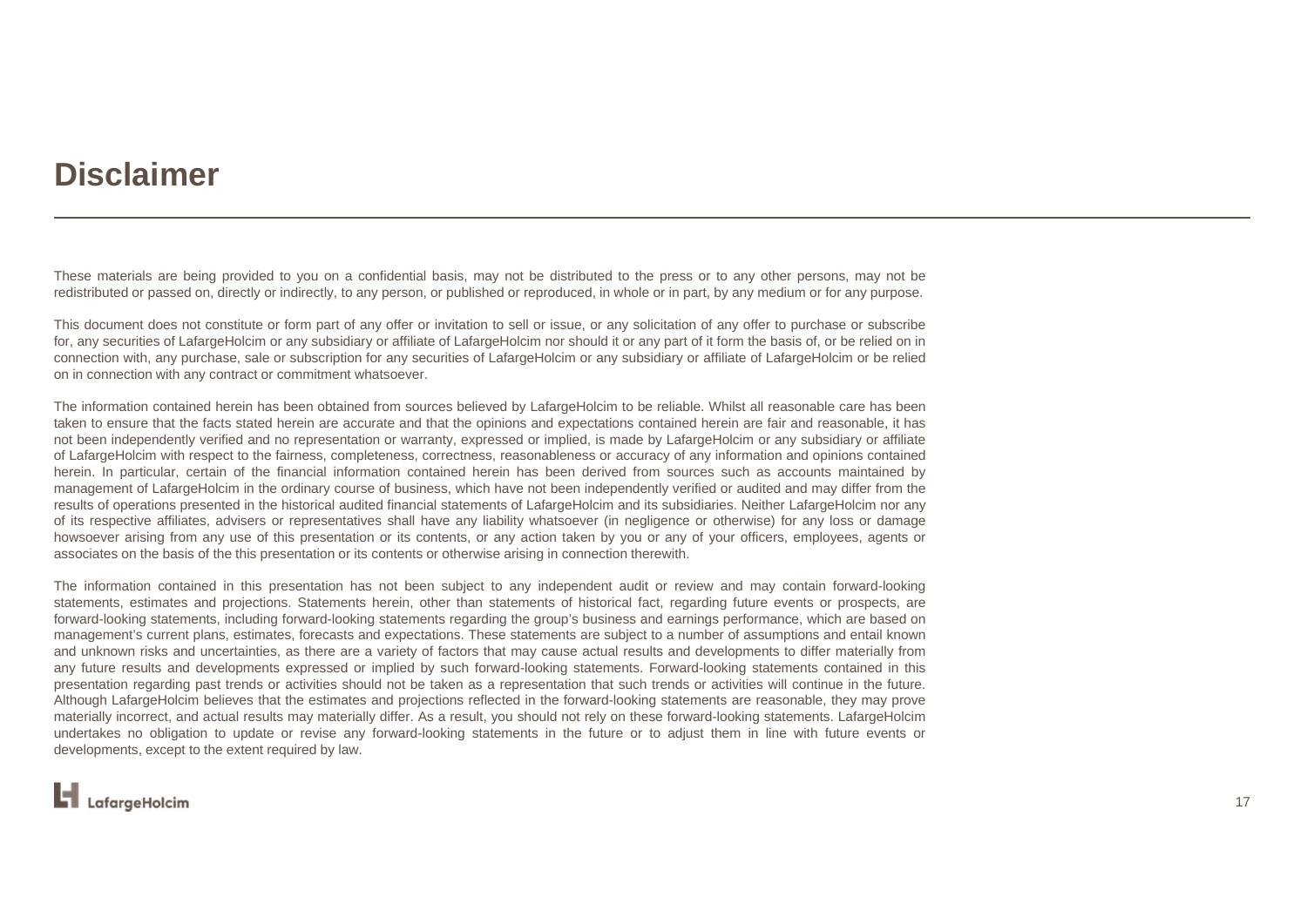# Disclaimer

These materials are being provided to you on a confidential basis, may not be distributed to the press or to any other persons, may not be redistributed or passed on, directly or indirectly, to any person, or published or reproduced, in whole or in part, by any medium or for any purpose.

This document does not constitute or form part of any offer or invitation to sell or issue, or any solicitation of any offer to purchase or subscribe for, any securities of LafargeHolcim or any subsidiary or affiliate of LafargeHolcim nor should it or any part of it form the basis of, or be relied on in connection with, any purchase, sale or subscription for any securities of LafargeHolcim or any subsidiary or affiliate of LafargeHolcim or be relied on in connection with any contract or commitment whatsoever.

The information contained herein has been obtained from sources believed by LafargeHolcim to be reliable. Whilst all reasonable care has been taken to ensure that the facts stated herein are accurate and that the opinions and expectations contained herein are fair and reasonable, it has not been independently verified and no representation or warranty, expressed or implied, is made by LafargeHolcim or any subsidiary or affiliate of LafargeHolcim with respect to the fairness, completeness, correctness, reasonableness or accuracy of any information and opinions contained herein. In particular, certain of the financial information contained herein has been derived from sources such as accounts maintained by management of LafargeHolcim in the ordinary course of business, which have not been independently verified or audited and may differ from the results of operations presented in the historical audited financial statements of LafargeHolcim and its subsidiaries. Neither LafargeHolcim nor any of its respective affiliates, advisers or representatives shall have any liability whatsoever (in negligence or otherwise) for any loss or damage howsoever arising from any use of this presentation or its contents, or any action taken by you or any of your officers, employees, agents or associates on the basis of the this presentation or its contents or otherwise arising in connection therewith.

The information contained in this presentation has not been subject to any independent audit or review and may contain forward-looking statements, estimates and projections. Statements herein, other than statements of historical fact, regarding future events or prospects, are forward-looking statements, including forward-looking statements regarding the group's business and earnings performance, which are based on management's current plans, estimates, forecasts and expectations. These statements are subject to a number of assumptions and entail known and unknown risks and uncertainties, as there are a variety of factors that may cause actual results and developments to differ materially from any future results and developments expressed or implied by such forward-looking statements. Forward-looking statements contained in this presentation regarding past trends or activities should not be taken as a representation that such trends or activities will continue in the future. Although LafargeHolcim believes that the estimates and projections reflected in the forward-looking statements are reasonable, they may prove materially incorrect, and actual results may materially differ. As a result, you should not rely on these forward-looking statements. LafargeHolcim undertakes no obligation to update or revise any forward-looking statements in the future or to adjust them in line with future events or developments, except to the extent required by law.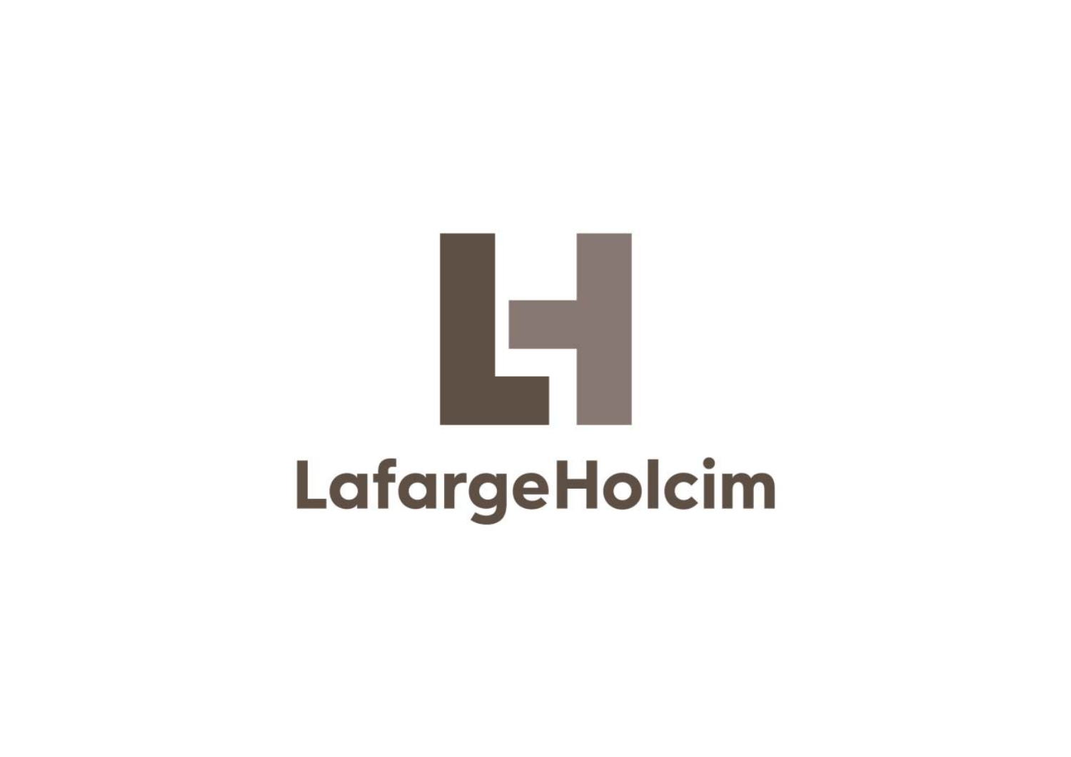LafargeHolcim